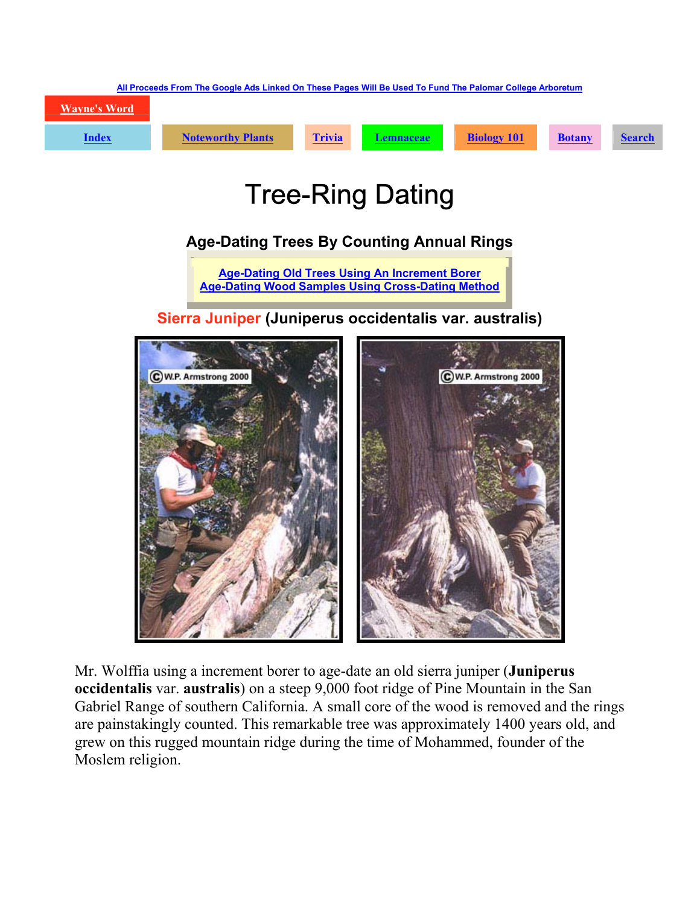All Proceeds From The Google Ads Linked On These Pages Will Be Used To Fund The Palomar College Arboretum

Wayne's Word

Index | Noteworthy Plants | Trivia | Lemnaceae | Biology 101 | Botany | Search

# Tree-Ring Dating

### Age-Dating Trees By Counting Annual Rings

Age-Dating Old Trees Using An Increment Borer
Age-Dating Wood Samples Using Cross-Dating Method

### Sierra Juniper (Juniperus occidentalis var. australis)

Mr. Wolffia using a increment borer to age-date an old sierra juniper (**Juniperus occidentalis** var. **australis**) on a steep 9,000 foot ridge of Pine Mountain in the San Gabriel Range of southern California. A small core of the wood is removed and the rings are painstakingly counted. This remarkable tree was approximately 1400 years old, and grew on this rugged mountain ridge during the time of Mohammed, founder of the Moslem religion.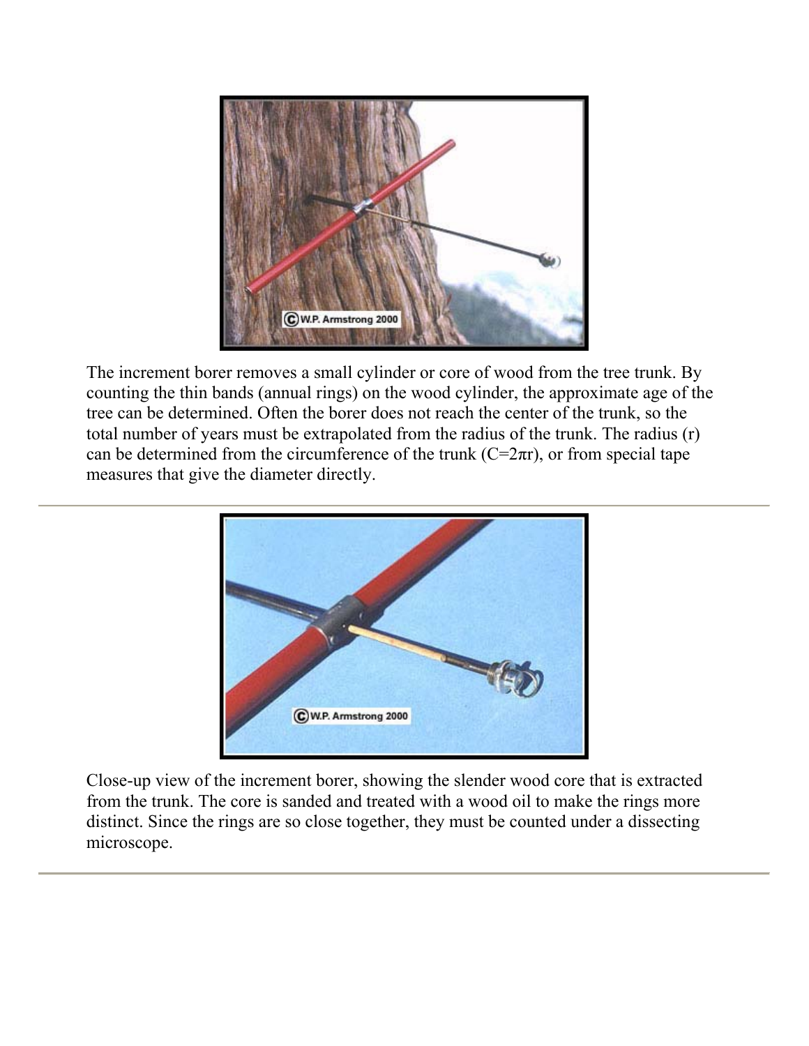The increment borer removes a small cylinder or core of wood from the tree trunk. By counting the thin bands (annual rings) on the wood cylinder, the approximate age of the tree can be determined. Often the borer does not reach the center of the trunk, so the total number of years must be extrapolated from the radius of the trunk. The radius (r) can be determined from the circumference of the trunk ($C=2\pi r$), or from special tape measures that give the diameter directly.

---

Close-up view of the increment borer, showing the slender wood core that is extracted from the trunk. The core is sanded and treated with a wood oil to make the rings more distinct. Since the rings are so close together, they must be counted under a dissecting microscope.

---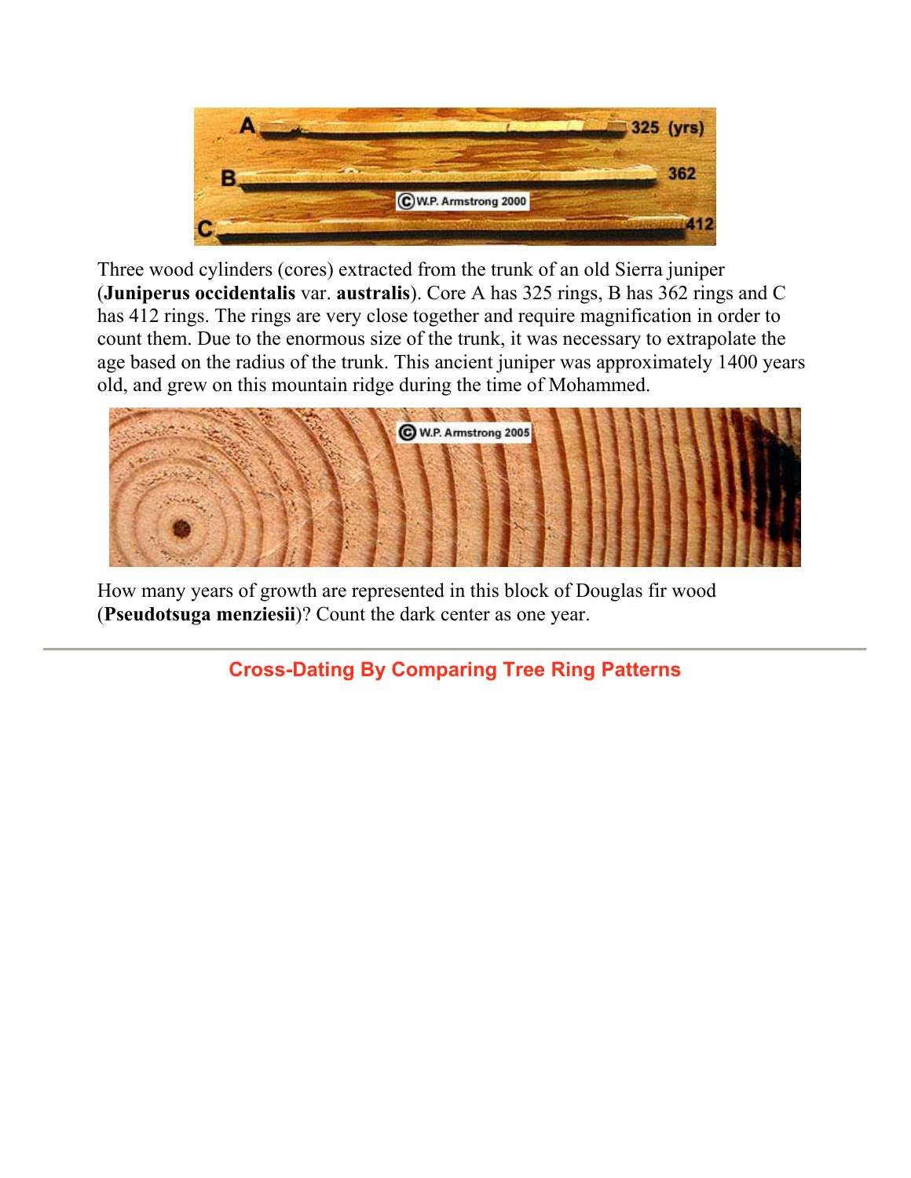Three wood cylinders (cores) extracted from the trunk of an old Sierra juniper (**Juniperus occidentalis** var. **australis**). Core A has 325 rings, B has 362 rings and C has 412 rings. The rings are very close together and require magnification in order to count them. Due to the enormous size of the trunk, it was necessary to extrapolate the age based on the radius of the trunk. This ancient juniper was approximately 1400 years old, and grew on this mountain ridge during the time of Mohammed.

How many years of growth are represented in this block of Douglas fir wood (**Pseudotsuga menziesii**)? Count the dark center as one year.

---

## Cross-Dating By Comparing Tree Ring Patterns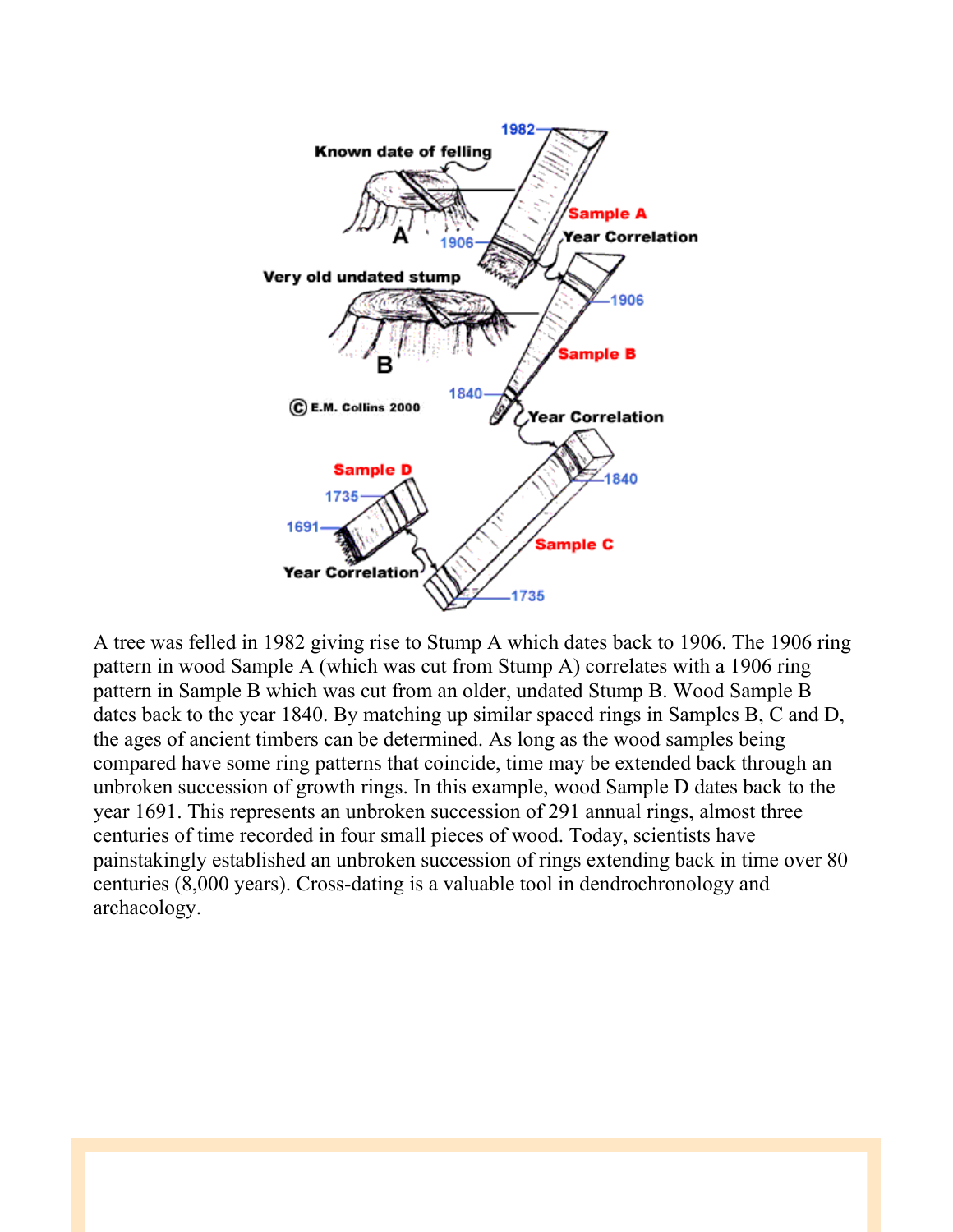A tree was felled in 1982 giving rise to Stump A which dates back to 1906. The 1906 ring pattern in wood Sample A (which was cut from Stump A) correlates with a 1906 ring pattern in Sample B which was cut from an older, undated Stump B. Wood Sample B dates back to the year 1840. By matching up similar spaced rings in Samples B, C and D, the ages of ancient timbers can be determined. As long as the wood samples being compared have some ring patterns that coincide, time may be extended back through an unbroken succession of growth rings. In this example, wood Sample D dates back to the year 1691. This represents an unbroken succession of 291 annual rings, almost three centuries of time recorded in four small pieces of wood. Today, scientists have painstakingly established an unbroken succession of rings extending back in time over 80 centuries (8,000 years). Cross-dating is a valuable tool in dendrochronology and archaeology.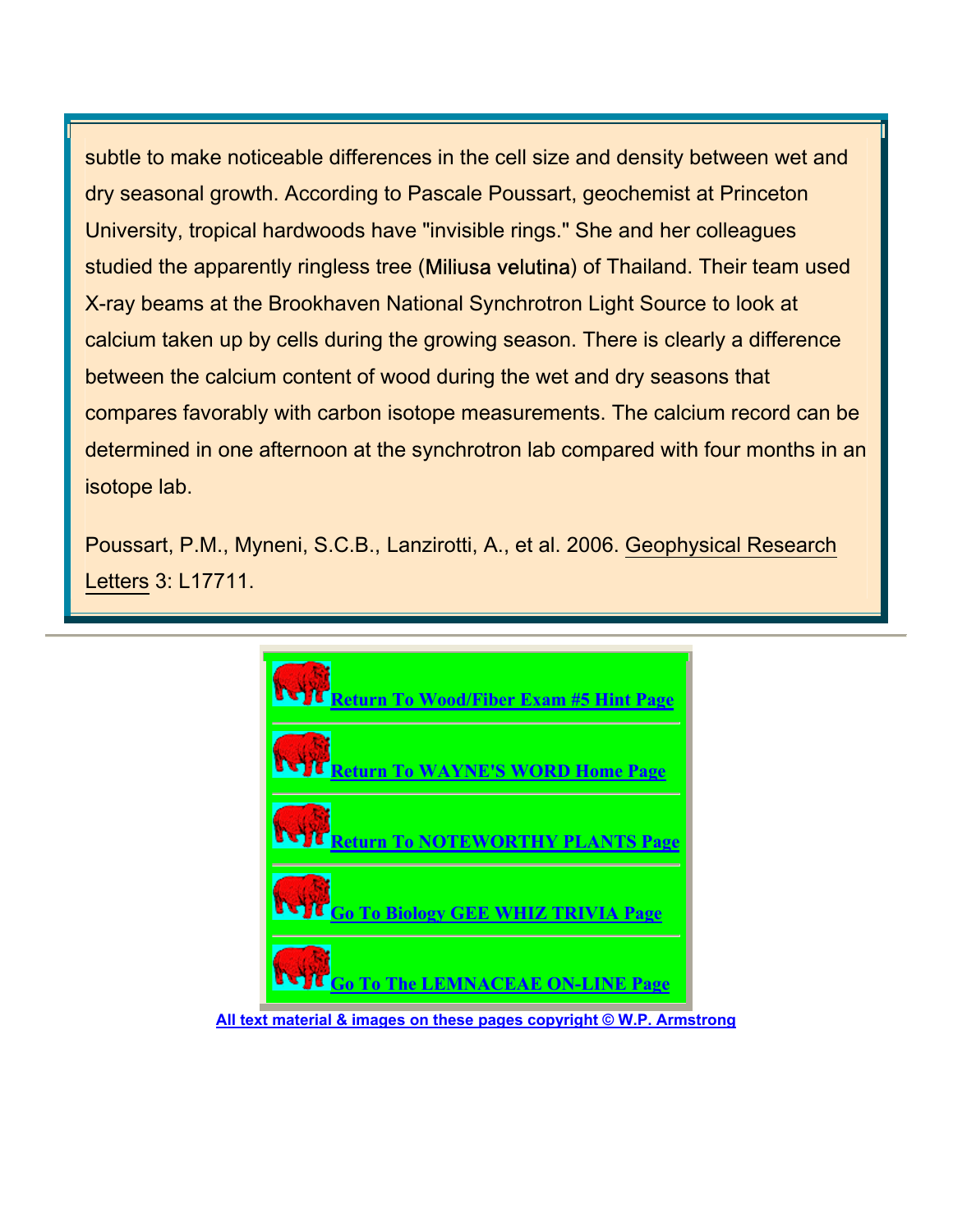subtle to make noticeable differences in the cell size and density between wet and dry seasonal growth. According to Pascale Poussart, geochemist at Princeton University, tropical hardwoods have "invisible rings." She and her colleagues studied the apparently ringless tree (Miliusa velutina) of Thailand. Their team used X-ray beams at the Brookhaven National Synchrotron Light Source to look at calcium taken up by cells during the growing season. There is clearly a difference between the calcium content of wood during the wet and dry seasons that compares favorably with carbon isotope measurements. The calcium record can be determined in one afternoon at the synchrotron lab compared with four months in an isotope lab.

Poussart, P.M., Myneni, S.C.B., Lanzirotti, A., et al. 2006. Geophysical Research Letters 3: L17711.

---

**Return To Wood/Fiber Exam #5 Hint Page**

**Return To WAYNE'S WORD Home Page**

**Return To NOTEWORTHY PLANTS Page**

**Go To Biology GEE WHIZ TRIVIA Page**

**Go To The LEMNACEAE ON-LINE Page**

**All text material & images on these pages copyright © W.P. Armstrong**